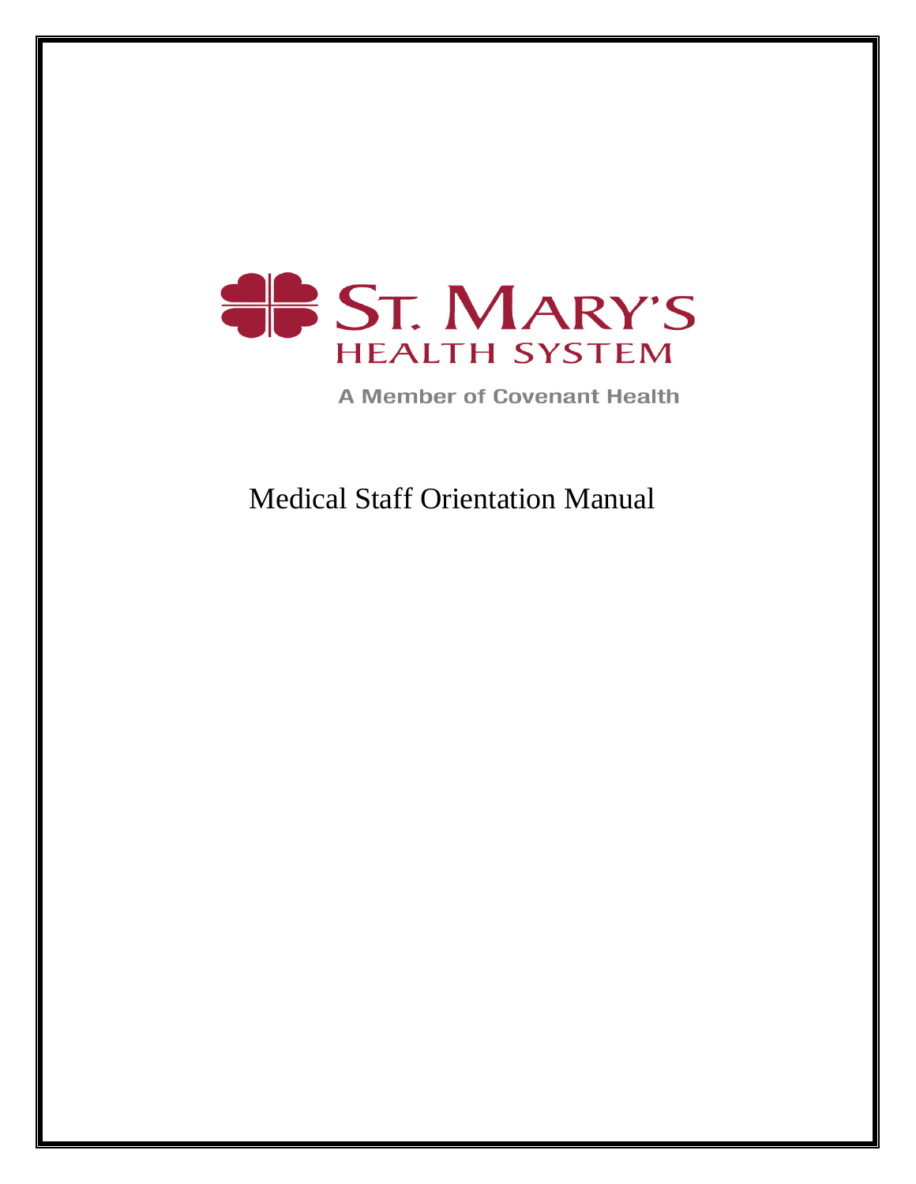ST. MARY'S
HEALTH SYSTEM

A Member of Covenant Health

# Medical Staff Orientation Manual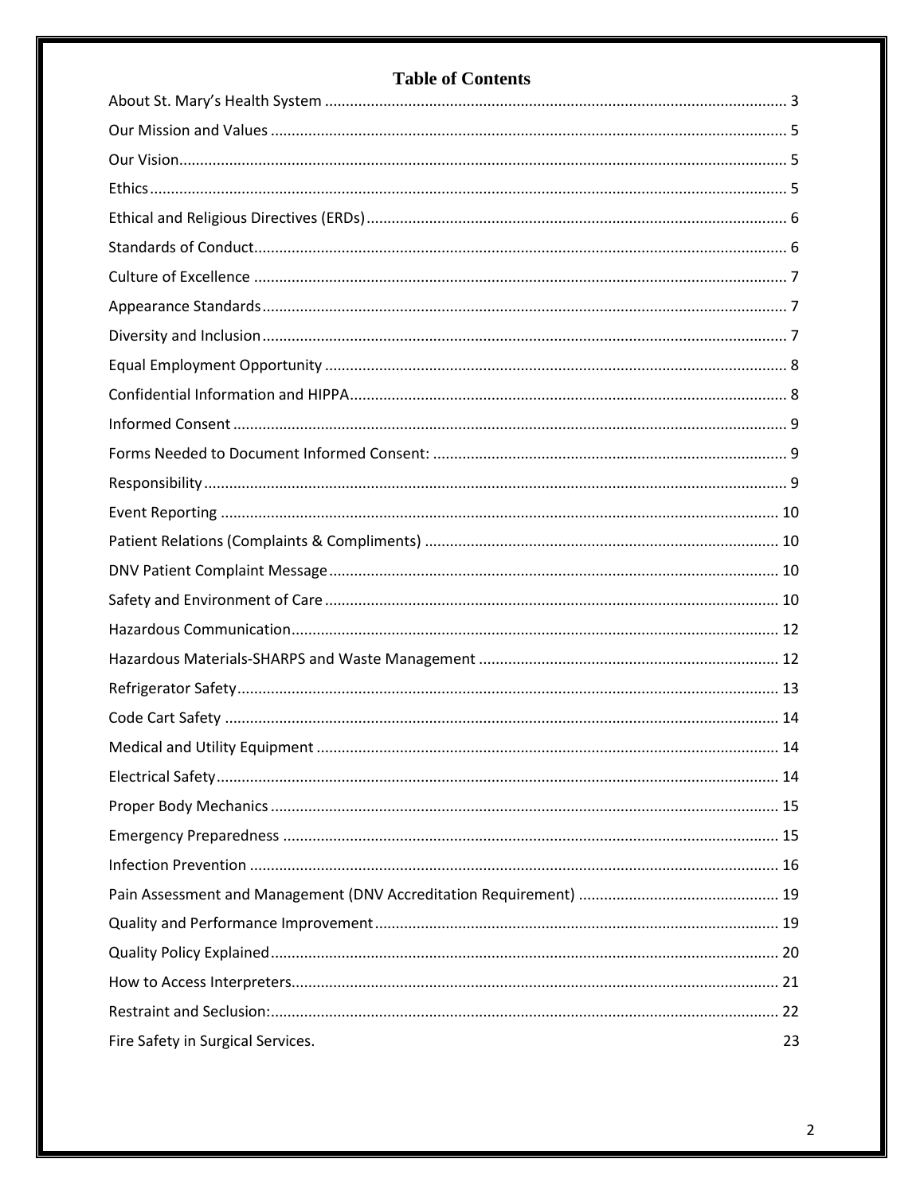# Table of Contents

| Section | Page |
|---|---|
| About St. Mary's Health System | 3 |
| Our Mission and Values | 5 |
| Our Vision | 5 |
| Ethics | 5 |
| Ethical and Religious Directives (ERDs) | 6 |
| Standards of Conduct | 6 |
| Culture of Excellence | 7 |
| Appearance Standards | 7 |
| Diversity and Inclusion | 7 |
| Equal Employment Opportunity | 8 |
| Confidential Information and HIPPA | 8 |
| Informed Consent | 9 |
| Forms Needed to Document Informed Consent: | 9 |
| Responsibility | 9 |
| Event Reporting | 10 |
| Patient Relations (Complaints & Compliments) | 10 |
| DNV Patient Complaint Message | 10 |
| Safety and Environment of Care | 10 |
| Hazardous Communication | 12 |
| Hazardous Materials-SHARPS and Waste Management | 12 |
| Refrigerator Safety | 13 |
| Code Cart Safety | 14 |
| Medical and Utility Equipment | 14 |
| Electrical Safety | 14 |
| Proper Body Mechanics | 15 |
| Emergency Preparedness | 15 |
| Infection Prevention | 16 |
| Pain Assessment and Management (DNV Accreditation Requirement) | 19 |
| Quality and Performance Improvement | 19 |
| Quality Policy Explained | 20 |
| How to Access Interpreters | 21 |
| Restraint and Seclusion: | 22 |
| Fire Safety in Surgical Services. | 23 |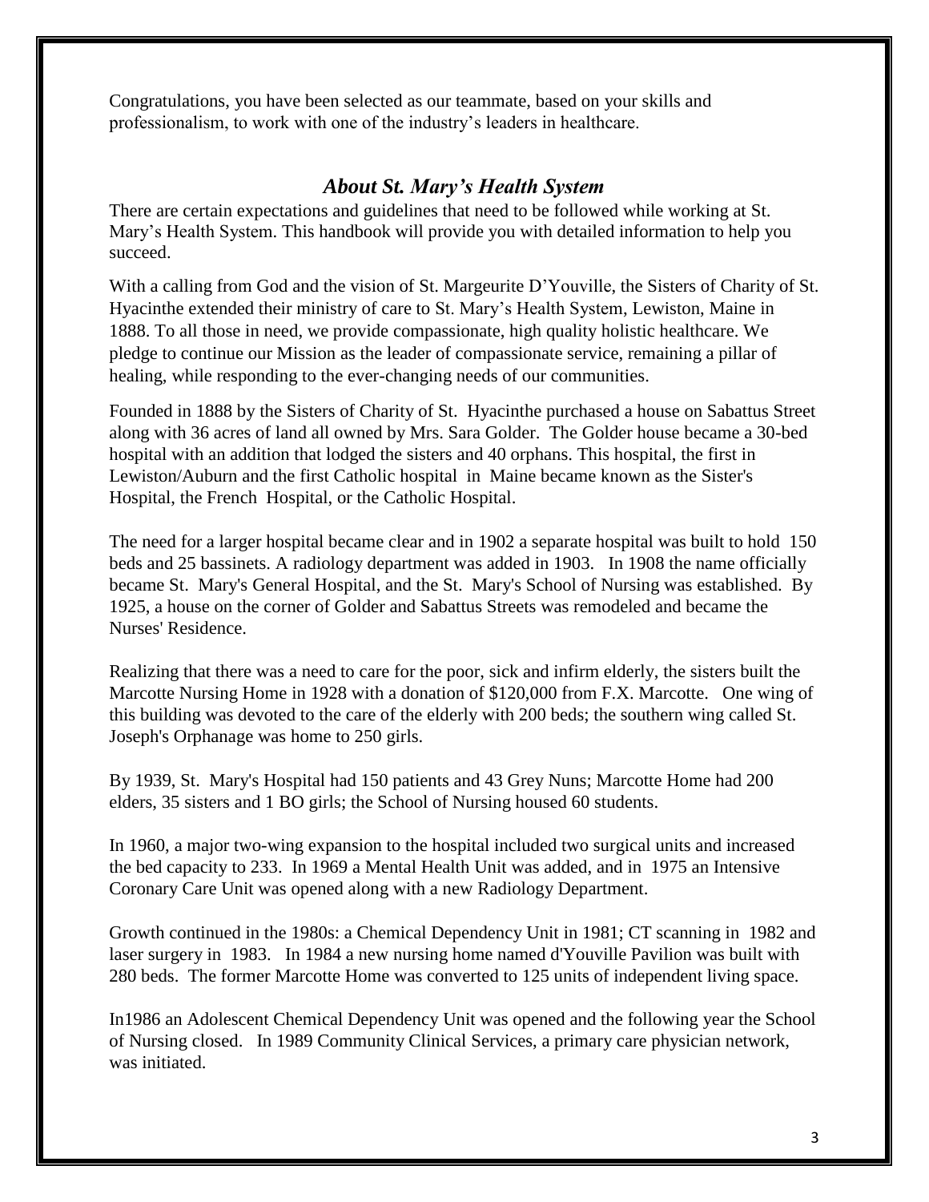Congratulations, you have been selected as our teammate, based on your skills and professionalism, to work with one of the industry's leaders in healthcare.

## *About St. Mary's Health System*

There are certain expectations and guidelines that need to be followed while working at St. Mary's Health System. This handbook will provide you with detailed information to help you succeed.

With a calling from God and the vision of St. Margeurite D'Youville, the Sisters of Charity of St. Hyacinthe extended their ministry of care to St. Mary's Health System, Lewiston, Maine in 1888. To all those in need, we provide compassionate, high quality holistic healthcare. We pledge to continue our Mission as the leader of compassionate service, remaining a pillar of healing, while responding to the ever-changing needs of our communities.

Founded in 1888 by the Sisters of Charity of St. Hyacinthe purchased a house on Sabattus Street along with 36 acres of land all owned by Mrs. Sara Golder. The Golder house became a 30-bed hospital with an addition that lodged the sisters and 40 orphans. This hospital, the first in Lewiston/Auburn and the first Catholic hospital in Maine became known as the Sister's Hospital, the French Hospital, or the Catholic Hospital.

The need for a larger hospital became clear and in 1902 a separate hospital was built to hold 150 beds and 25 bassinets. A radiology department was added in 1903. In 1908 the name officially became St. Mary's General Hospital, and the St. Mary's School of Nursing was established. By 1925, a house on the corner of Golder and Sabattus Streets was remodeled and became the Nurses' Residence.

Realizing that there was a need to care for the poor, sick and infirm elderly, the sisters built the Marcotte Nursing Home in 1928 with a donation of $120,000 from F.X. Marcotte. One wing of this building was devoted to the care of the elderly with 200 beds; the southern wing called St. Joseph's Orphanage was home to 250 girls.

By 1939, St. Mary's Hospital had 150 patients and 43 Grey Nuns; Marcotte Home had 200 elders, 35 sisters and 1 BO girls; the School of Nursing housed 60 students.

In 1960, a major two-wing expansion to the hospital included two surgical units and increased the bed capacity to 233. In 1969 a Mental Health Unit was added, and in 1975 an Intensive Coronary Care Unit was opened along with a new Radiology Department.

Growth continued in the 1980s: a Chemical Dependency Unit in 1981; CT scanning in 1982 and laser surgery in 1983. In 1984 a new nursing home named d'Youville Pavilion was built with 280 beds. The former Marcotte Home was converted to 125 units of independent living space.

In1986 an Adolescent Chemical Dependency Unit was opened and the following year the School of Nursing closed. In 1989 Community Clinical Services, a primary care physician network, was initiated.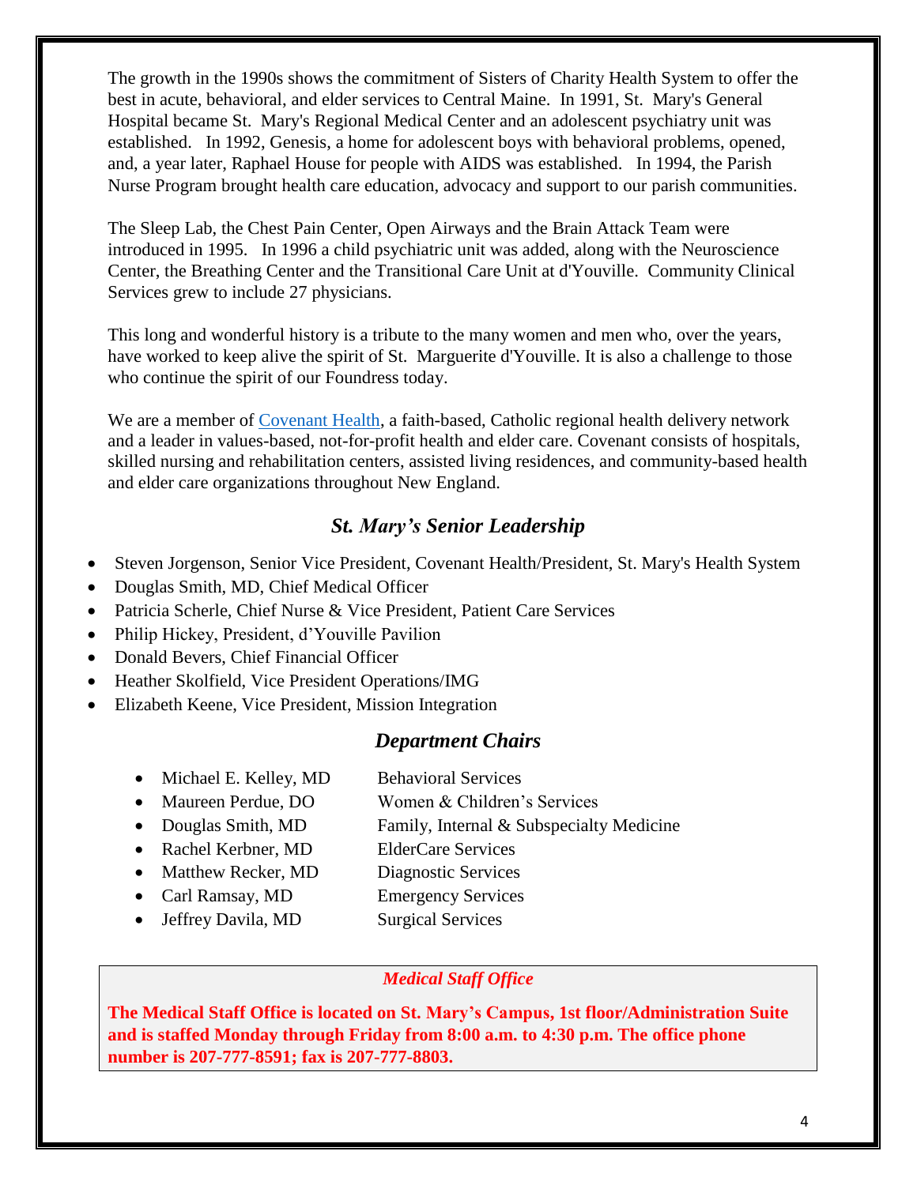The growth in the 1990s shows the commitment of Sisters of Charity Health System to offer the best in acute, behavioral, and elder services to Central Maine. In 1991, St. Mary's General Hospital became St. Mary's Regional Medical Center and an adolescent psychiatry unit was established. In 1992, Genesis, a home for adolescent boys with behavioral problems, opened, and, a year later, Raphael House for people with AIDS was established. In 1994, the Parish Nurse Program brought health care education, advocacy and support to our parish communities.

The Sleep Lab, the Chest Pain Center, Open Airways and the Brain Attack Team were introduced in 1995. In 1996 a child psychiatric unit was added, along with the Neuroscience Center, the Breathing Center and the Transitional Care Unit at d'Youville. Community Clinical Services grew to include 27 physicians.

This long and wonderful history is a tribute to the many women and men who, over the years, have worked to keep alive the spirit of St. Marguerite d'Youville. It is also a challenge to those who continue the spirit of our Foundress today.

We are a member of Covenant Health, a faith-based, Catholic regional health delivery network and a leader in values-based, not-for-profit health and elder care. Covenant consists of hospitals, skilled nursing and rehabilitation centers, assisted living residences, and community-based health and elder care organizations throughout New England.

## *St. Mary's Senior Leadership*

- Steven Jorgenson, Senior Vice President, Covenant Health/President, St. Mary's Health System
- Douglas Smith, MD, Chief Medical Officer
- Patricia Scherle, Chief Nurse & Vice President, Patient Care Services
- Philip Hickey, President, d'Youville Pavilion
- Donald Bevers, Chief Financial Officer
- Heather Skolfield, Vice President Operations/IMG
- Elizabeth Keene, Vice President, Mission Integration

## *Department Chairs*

- Michael E. Kelley, MD — Behavioral Services
- Maureen Perdue, DO — Women & Children's Services
- Douglas Smith, MD — Family, Internal & Subspecialty Medicine
- Rachel Kerbner, MD — ElderCare Services
- Matthew Recker, MD — Diagnostic Services
- Carl Ramsay, MD — Emergency Services
- Jeffrey Davila, MD — Surgical Services

### *Medical Staff Office*

**The Medical Staff Office is located on St. Mary's Campus, 1st floor/Administration Suite and is staffed Monday through Friday from 8:00 a.m. to 4:30 p.m. The office phone number is 207-777-8591; fax is 207-777-8803.**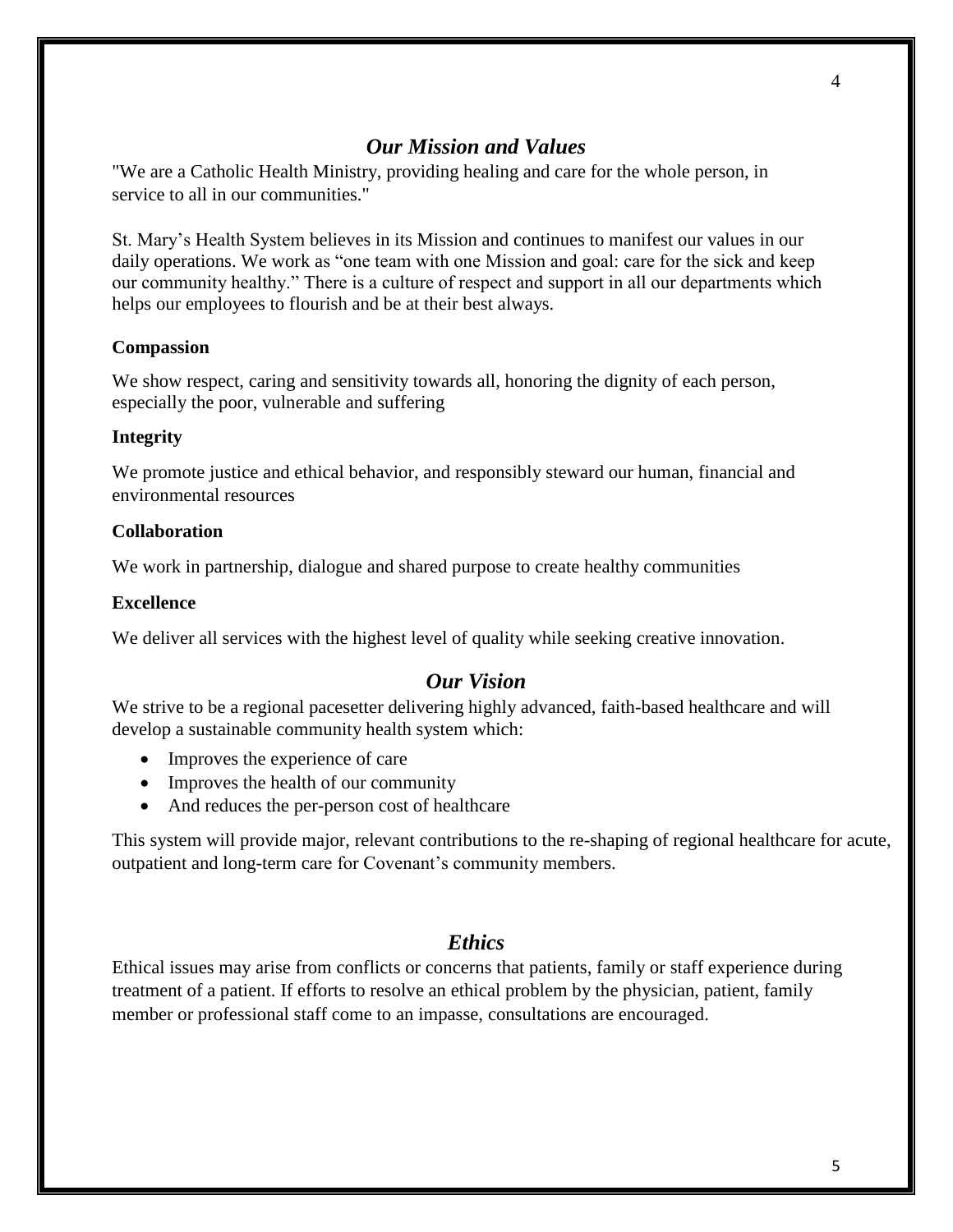## *Our Mission and Values*

"We are a Catholic Health Ministry, providing healing and care for the whole person, in service to all in our communities."

St. Mary's Health System believes in its Mission and continues to manifest our values in our daily operations. We work as "one team with one Mission and goal: care for the sick and keep our community healthy." There is a culture of respect and support in all our departments which helps our employees to flourish and be at their best always.

**Compassion**

We show respect, caring and sensitivity towards all, honoring the dignity of each person, especially the poor, vulnerable and suffering

**Integrity**

We promote justice and ethical behavior, and responsibly steward our human, financial and environmental resources

**Collaboration**

We work in partnership, dialogue and shared purpose to create healthy communities

**Excellence**

We deliver all services with the highest level of quality while seeking creative innovation.

## *Our Vision*

We strive to be a regional pacesetter delivering highly advanced, faith-based healthcare and will develop a sustainable community health system which:

- Improves the experience of care
- Improves the health of our community
- And reduces the per-person cost of healthcare

This system will provide major, relevant contributions to the re-shaping of regional healthcare for acute, outpatient and long-term care for Covenant's community members.

## *Ethics*

Ethical issues may arise from conflicts or concerns that patients, family or staff experience during treatment of a patient. If efforts to resolve an ethical problem by the physician, patient, family member or professional staff come to an impasse, consultations are encouraged.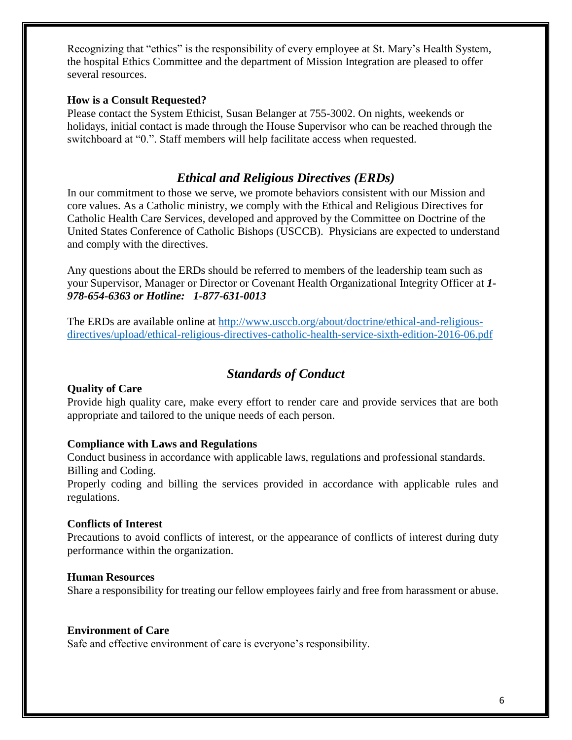Recognizing that "ethics" is the responsibility of every employee at St. Mary's Health System, the hospital Ethics Committee and the department of Mission Integration are pleased to offer several resources.

**How is a Consult Requested?**

Please contact the System Ethicist, Susan Belanger at 755-3002. On nights, weekends or holidays, initial contact is made through the House Supervisor who can be reached through the switchboard at "0.". Staff members will help facilitate access when requested.

## *Ethical and Religious Directives (ERDs)*

In our commitment to those we serve, we promote behaviors consistent with our Mission and core values. As a Catholic ministry, we comply with the Ethical and Religious Directives for Catholic Health Care Services, developed and approved by the Committee on Doctrine of the United States Conference of Catholic Bishops (USCCB). Physicians are expected to understand and comply with the directives.

Any questions about the ERDs should be referred to members of the leadership team such as your Supervisor, Manager or Director or Covenant Health Organizational Integrity Officer at ***1-978-654-6363 or Hotline: 1-877-631-0013***

The ERDs are available online at [http://www.usccb.org/about/doctrine/ethical-and-religious-directives/upload/ethical-religious-directives-catholic-health-service-sixth-edition-2016-06.pdf](http://www.usccb.org/about/doctrine/ethical-and-religious-directives/upload/ethical-religious-directives-catholic-health-service-sixth-edition-2016-06.pdf)

## *Standards of Conduct*

**Quality of Care**

Provide high quality care, make every effort to render care and provide services that are both appropriate and tailored to the unique needs of each person.

**Compliance with Laws and Regulations**

Conduct business in accordance with applicable laws, regulations and professional standards.
Billing and Coding.
Properly coding and billing the services provided in accordance with applicable rules and regulations.

**Conflicts of Interest**

Precautions to avoid conflicts of interest, or the appearance of conflicts of interest during duty performance within the organization.

**Human Resources**

Share a responsibility for treating our fellow employees fairly and free from harassment or abuse.

**Environment of Care**

Safe and effective environment of care is everyone's responsibility.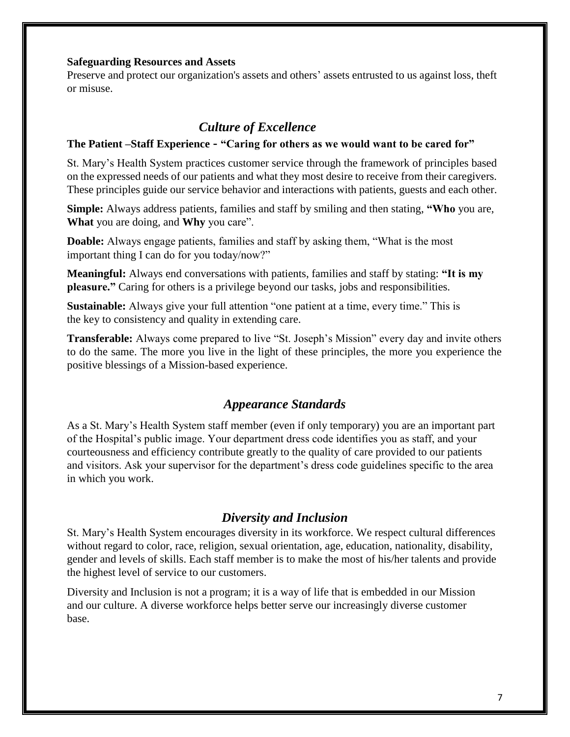**Safeguarding Resources and Assets**

Preserve and protect our organization's assets and others' assets entrusted to us against loss, theft or misuse.

## *Culture of Excellence*

**The Patient –Staff Experience - "Caring for others as we would want to be cared for"**

St. Mary's Health System practices customer service through the framework of principles based on the expressed needs of our patients and what they most desire to receive from their caregivers. These principles guide our service behavior and interactions with patients, guests and each other.

**Simple:** Always address patients, families and staff by smiling and then stating, **"Who** you are, **What** you are doing, and **Why** you care".

**Doable:** Always engage patients, families and staff by asking them, "What is the most important thing I can do for you today/now?"

**Meaningful:** Always end conversations with patients, families and staff by stating: **"It is my pleasure."** Caring for others is a privilege beyond our tasks, jobs and responsibilities.

**Sustainable:** Always give your full attention "one patient at a time, every time." This is the key to consistency and quality in extending care.

**Transferable:** Always come prepared to live "St. Joseph's Mission" every day and invite others to do the same. The more you live in the light of these principles, the more you experience the positive blessings of a Mission-based experience.

## *Appearance Standards*

As a St. Mary's Health System staff member (even if only temporary) you are an important part of the Hospital's public image. Your department dress code identifies you as staff, and your courteousness and efficiency contribute greatly to the quality of care provided to our patients and visitors. Ask your supervisor for the department's dress code guidelines specific to the area in which you work.

## *Diversity and Inclusion*

St. Mary's Health System encourages diversity in its workforce. We respect cultural differences without regard to color, race, religion, sexual orientation, age, education, nationality, disability, gender and levels of skills. Each staff member is to make the most of his/her talents and provide the highest level of service to our customers.

Diversity and Inclusion is not a program; it is a way of life that is embedded in our Mission and our culture. A diverse workforce helps better serve our increasingly diverse customer base.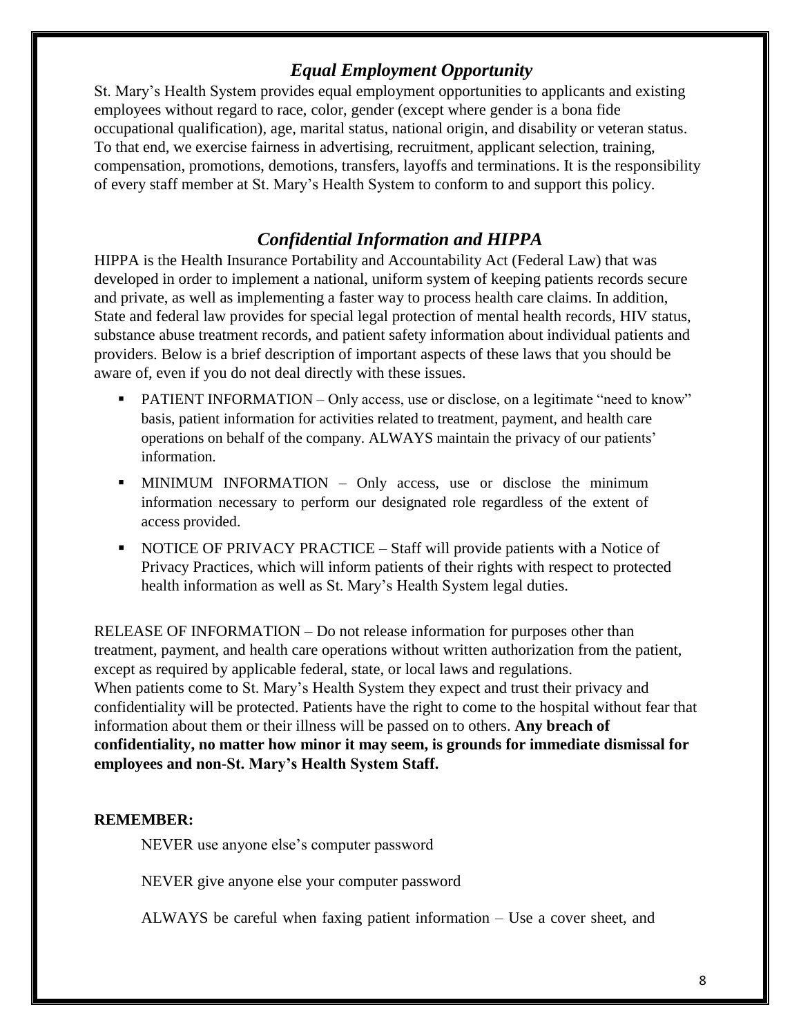## *Equal Employment Opportunity*

St. Mary's Health System provides equal employment opportunities to applicants and existing employees without regard to race, color, gender (except where gender is a bona fide occupational qualification), age, marital status, national origin, and disability or veteran status. To that end, we exercise fairness in advertising, recruitment, applicant selection, training, compensation, promotions, demotions, transfers, layoffs and terminations. It is the responsibility of every staff member at St. Mary's Health System to conform to and support this policy.

## *Confidential Information and HIPPA*

HIPPA is the Health Insurance Portability and Accountability Act (Federal Law) that was developed in order to implement a national, uniform system of keeping patients records secure and private, as well as implementing a faster way to process health care claims. In addition, State and federal law provides for special legal protection of mental health records, HIV status, substance abuse treatment records, and patient safety information about individual patients and providers. Below is a brief description of important aspects of these laws that you should be aware of, even if you do not deal directly with these issues.

- PATIENT INFORMATION – Only access, use or disclose, on a legitimate "need to know" basis, patient information for activities related to treatment, payment, and health care operations on behalf of the company. ALWAYS maintain the privacy of our patients' information.
- MINIMUM INFORMATION – Only access, use or disclose the minimum information necessary to perform our designated role regardless of the extent of access provided.
- NOTICE OF PRIVACY PRACTICE – Staff will provide patients with a Notice of Privacy Practices, which will inform patients of their rights with respect to protected health information as well as St. Mary's Health System legal duties.

RELEASE OF INFORMATION – Do not release information for purposes other than treatment, payment, and health care operations without written authorization from the patient, except as required by applicable federal, state, or local laws and regulations.
When patients come to St. Mary's Health System they expect and trust their privacy and confidentiality will be protected. Patients have the right to come to the hospital without fear that information about them or their illness will be passed on to others. **Any breach of confidentiality, no matter how minor it may seem, is grounds for immediate dismissal for employees and non-St. Mary's Health System Staff.**

**REMEMBER:**

NEVER use anyone else's computer password

NEVER give anyone else your computer password

ALWAYS be careful when faxing patient information – Use a cover sheet, and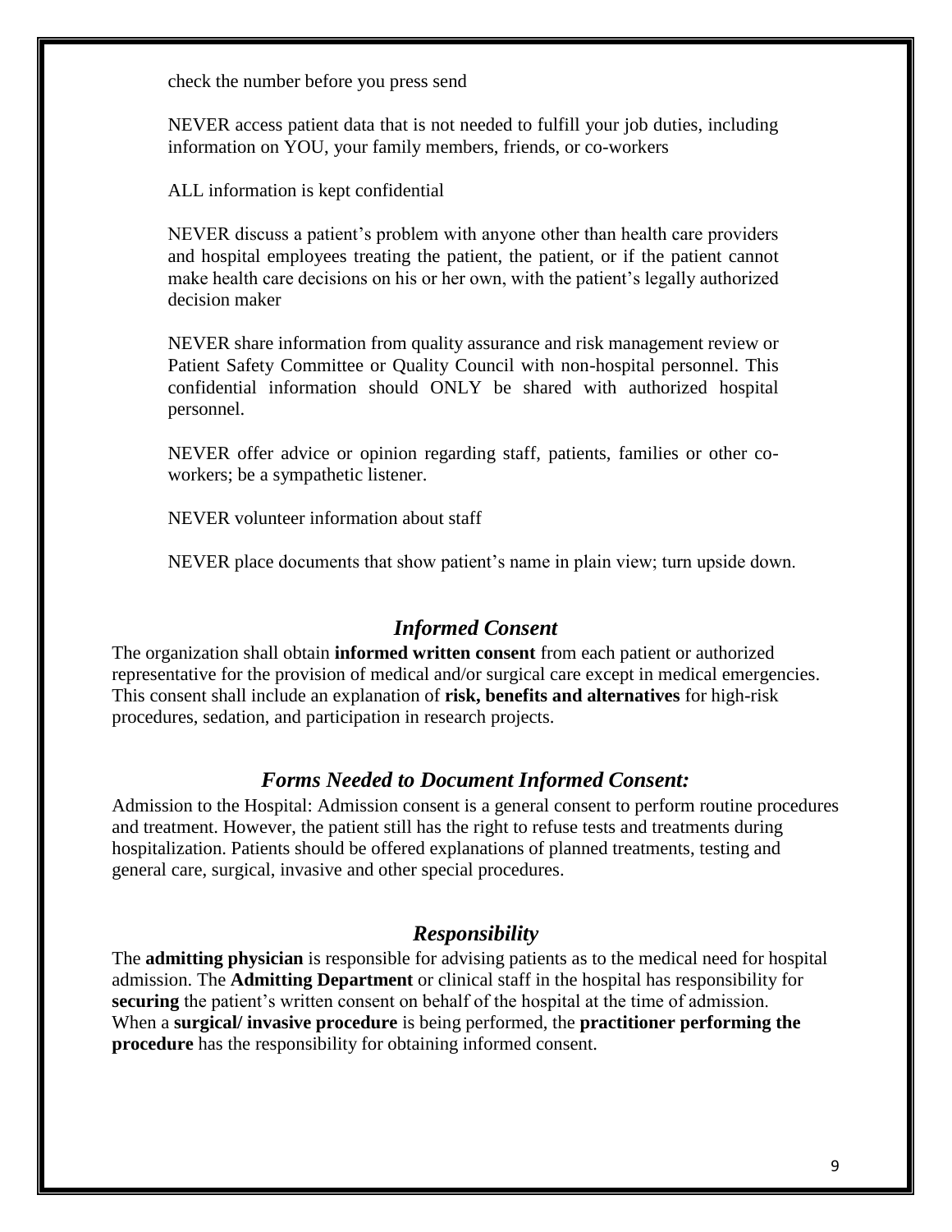check the number before you press send

NEVER access patient data that is not needed to fulfill your job duties, including information on YOU, your family members, friends, or co-workers

ALL information is kept confidential

NEVER discuss a patient's problem with anyone other than health care providers and hospital employees treating the patient, the patient, or if the patient cannot make health care decisions on his or her own, with the patient's legally authorized decision maker

NEVER share information from quality assurance and risk management review or Patient Safety Committee or Quality Council with non-hospital personnel. This confidential information should ONLY be shared with authorized hospital personnel.

NEVER offer advice or opinion regarding staff, patients, families or other co-workers; be a sympathetic listener.

NEVER volunteer information about staff

NEVER place documents that show patient's name in plain view; turn upside down.

## *Informed Consent*

The organization shall obtain **informed written consent** from each patient or authorized representative for the provision of medical and/or surgical care except in medical emergencies. This consent shall include an explanation of **risk, benefits and alternatives** for high-risk procedures, sedation, and participation in research projects.

## *Forms Needed to Document Informed Consent:*

Admission to the Hospital: Admission consent is a general consent to perform routine procedures and treatment. However, the patient still has the right to refuse tests and treatments during hospitalization. Patients should be offered explanations of planned treatments, testing and general care, surgical, invasive and other special procedures.

## *Responsibility*

The **admitting physician** is responsible for advising patients as to the medical need for hospital admission. The **Admitting Department** or clinical staff in the hospital has responsibility for **securing** the patient's written consent on behalf of the hospital at the time of admission. When a **surgical/ invasive procedure** is being performed, the **practitioner performing the procedure** has the responsibility for obtaining informed consent.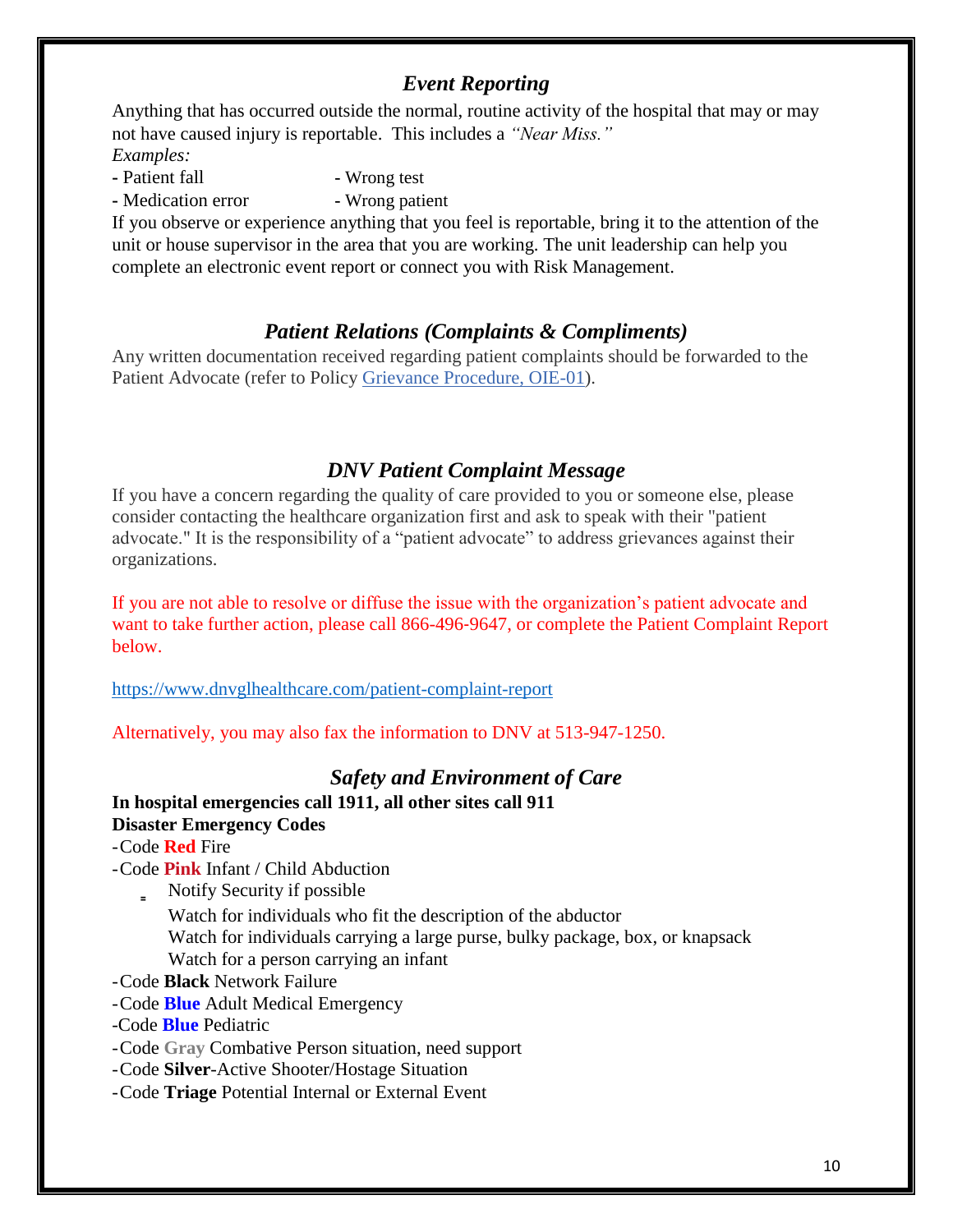## *Event Reporting*

Anything that has occurred outside the normal, routine activity of the hospital that may or may not have caused injury is reportable. This includes a *"Near Miss."*

*Examples:*

- Patient fall
- Wrong test
- Medication error
- Wrong patient

If you observe or experience anything that you feel is reportable, bring it to the attention of the unit or house supervisor in the area that you are working. The unit leadership can help you complete an electronic event report or connect you with Risk Management.

## *Patient Relations (Complaints & Compliments)*

Any written documentation received regarding patient complaints should be forwarded to the Patient Advocate (refer to Policy Grievance Procedure, OIE-01).

## *DNV Patient Complaint Message*

If you have a concern regarding the quality of care provided to you or someone else, please consider contacting the healthcare organization first and ask to speak with their "patient advocate." It is the responsibility of a "patient advocate" to address grievances against their organizations.

If you are not able to resolve or diffuse the issue with the organization's patient advocate and want to take further action, please call 866-496-9647, or complete the Patient Complaint Report below.

https://www.dnvglhealthcare.com/patient-complaint-report

Alternatively, you may also fax the information to DNV at 513-947-1250.

## *Safety and Environment of Care*

**In hospital emergencies call 1911, all other sites call 911**

**Disaster Emergency Codes**

- Code **Red** Fire
- Code **Pink** Infant / Child Abduction
  - Notify Security if possible
  - Watch for individuals who fit the description of the abductor
  - Watch for individuals carrying a large purse, bulky package, box, or knapsack
  - Watch for a person carrying an infant
- Code **Black** Network Failure
- Code **Blue** Adult Medical Emergency
- Code **Blue** Pediatric
- Code **Gray** Combative Person situation, need support
- Code **Silver**-Active Shooter/Hostage Situation
- Code **Triage** Potential Internal or External Event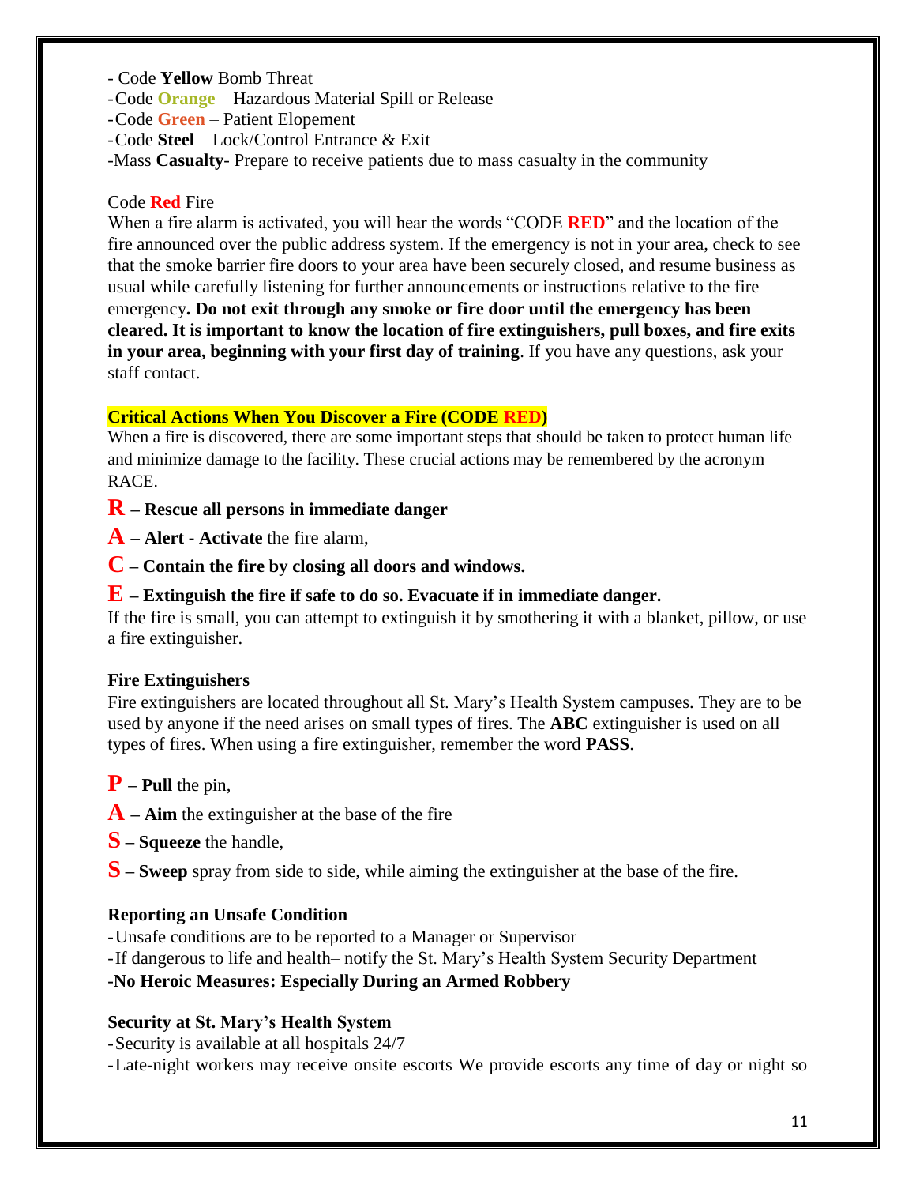- Code **Yellow** Bomb Threat
- Code **Orange** – Hazardous Material Spill or Release
- Code **Green** – Patient Elopement
- Code **Steel** – Lock/Control Entrance & Exit
- Mass **Casualty**- Prepare to receive patients due to mass casualty in the community

Code **Red** Fire

When a fire alarm is activated, you will hear the words "CODE **RED**" and the location of the fire announced over the public address system. If the emergency is not in your area, check to see that the smoke barrier fire doors to your area have been securely closed, and resume business as usual while carefully listening for further announcements or instructions relative to the fire emergency**. Do not exit through any smoke or fire door until the emergency has been cleared. It is important to know the location of fire extinguishers, pull boxes, and fire exits in your area, beginning with your first day of training**. If you have any questions, ask your staff contact.

**Critical Actions When You Discover a Fire (CODE RED)**

When a fire is discovered, there are some important steps that should be taken to protect human life and minimize damage to the facility. These crucial actions may be remembered by the acronym RACE.

**R – Rescue all persons in immediate danger**

**A – Alert - Activate** the fire alarm,

**C – Contain the fire by closing all doors and windows.**

**E – Extinguish the fire if safe to do so. Evacuate if in immediate danger.**

If the fire is small, you can attempt to extinguish it by smothering it with a blanket, pillow, or use a fire extinguisher.

**Fire Extinguishers**

Fire extinguishers are located throughout all St. Mary's Health System campuses. They are to be used by anyone if the need arises on small types of fires. The **ABC** extinguisher is used on all types of fires. When using a fire extinguisher, remember the word **PASS**.

**P – Pull** the pin,

**A – Aim** the extinguisher at the base of the fire

**S – Squeeze** the handle,

**S – Sweep** spray from side to side, while aiming the extinguisher at the base of the fire.

**Reporting an Unsafe Condition**

- Unsafe conditions are to be reported to a Manager or Supervisor
- If dangerous to life and health– notify the St. Mary's Health System Security Department
- **No Heroic Measures: Especially During an Armed Robbery**

**Security at St. Mary's Health System**

- Security is available at all hospitals 24/7
- Late-night workers may receive onsite escorts We provide escorts any time of day or night so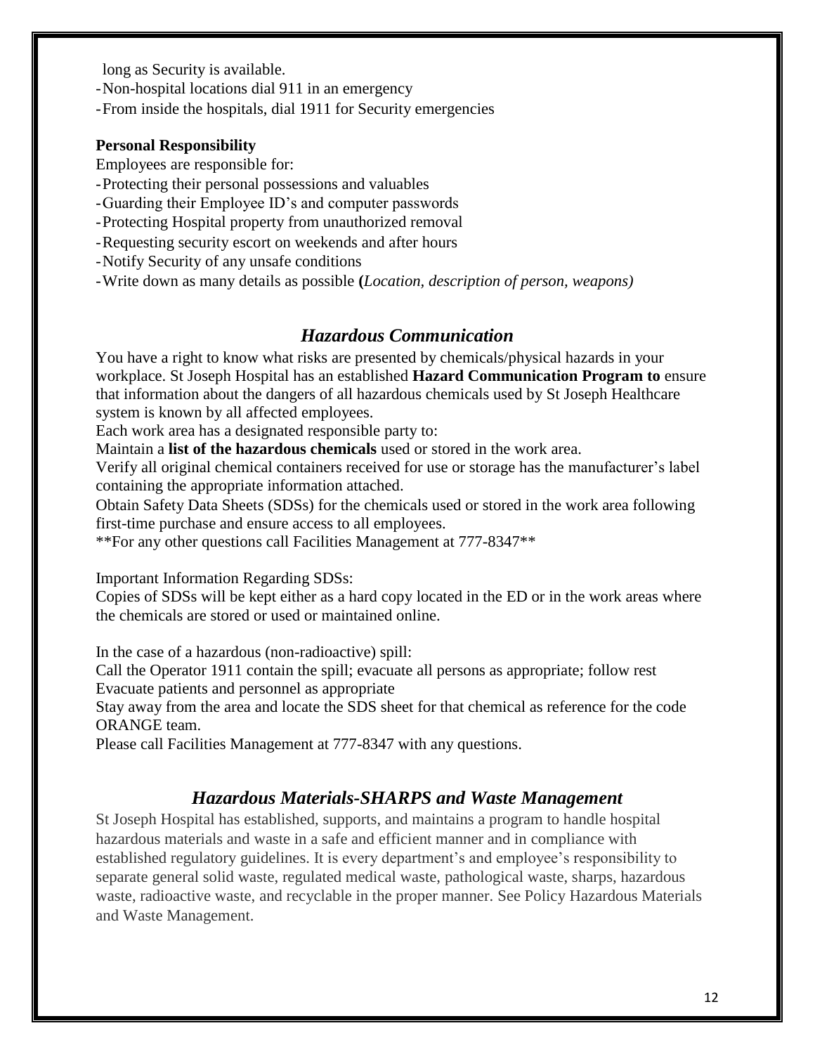long as Security is available.

- Non-hospital locations dial 911 in an emergency
- From inside the hospitals, dial 1911 for Security emergencies

**Personal Responsibility**

Employees are responsible for:

- Protecting their personal possessions and valuables
- Guarding their Employee ID's and computer passwords
- Protecting Hospital property from unauthorized removal
- Requesting security escort on weekends and after hours
- Notify Security of any unsafe conditions
- Write down as many details as possible **(***Location, description of person, weapons)*

## *Hazardous Communication*

You have a right to know what risks are presented by chemicals/physical hazards in your workplace. St Joseph Hospital has an established **Hazard Communication Program to** ensure that information about the dangers of all hazardous chemicals used by St Joseph Healthcare system is known by all affected employees.

Each work area has a designated responsible party to:

Maintain a **list of the hazardous chemicals** used or stored in the work area.

Verify all original chemical containers received for use or storage has the manufacturer's label containing the appropriate information attached.

Obtain Safety Data Sheets (SDSs) for the chemicals used or stored in the work area following first-time purchase and ensure access to all employees.

**For any other questions call Facilities Management at 777-8347**

Important Information Regarding SDSs:

Copies of SDSs will be kept either as a hard copy located in the ED or in the work areas where the chemicals are stored or used or maintained online.

In the case of a hazardous (non-radioactive) spill:

Call the Operator 1911 contain the spill; evacuate all persons as appropriate; follow rest

Evacuate patients and personnel as appropriate

Stay away from the area and locate the SDS sheet for that chemical as reference for the code ORANGE team.

Please call Facilities Management at 777-8347 with any questions.

## *Hazardous Materials-SHARPS and Waste Management*

St Joseph Hospital has established, supports, and maintains a program to handle hospital hazardous materials and waste in a safe and efficient manner and in compliance with established regulatory guidelines. It is every department's and employee's responsibility to separate general solid waste, regulated medical waste, pathological waste, sharps, hazardous waste, radioactive waste, and recyclable in the proper manner. See Policy Hazardous Materials and Waste Management.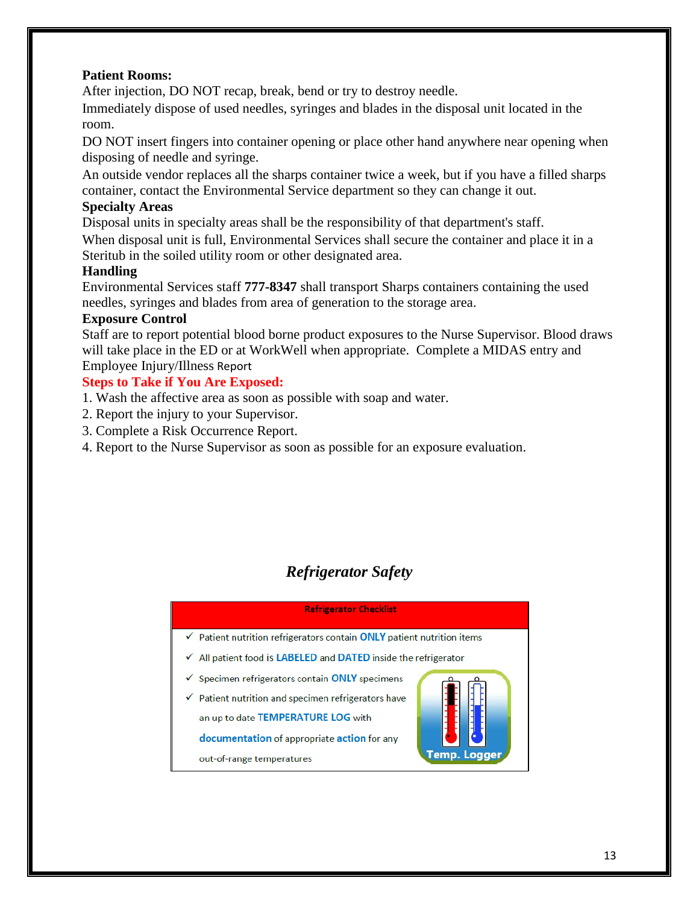**Patient Rooms:**

After injection, DO NOT recap, break, bend or try to destroy needle.

Immediately dispose of used needles, syringes and blades in the disposal unit located in the room.

DO NOT insert fingers into container opening or place other hand anywhere near opening when disposing of needle and syringe.

An outside vendor replaces all the sharps container twice a week, but if you have a filled sharps container, contact the Environmental Service department so they can change it out.

**Specialty Areas**

Disposal units in specialty areas shall be the responsibility of that department's staff.

When disposal unit is full, Environmental Services shall secure the container and place it in a Steritub in the soiled utility room or other designated area.

**Handling**

Environmental Services staff **777-8347** shall transport Sharps containers containing the used needles, syringes and blades from area of generation to the storage area.

**Exposure Control**

Staff are to report potential blood borne product exposures to the Nurse Supervisor. Blood draws will take place in the ED or at WorkWell when appropriate. Complete a MIDAS entry and Employee Injury/Illness Report

**Steps to Take if You Are Exposed:**

1. Wash the affective area as soon as possible with soap and water.
2. Report the injury to your Supervisor.
3. Complete a Risk Occurrence Report.
4. Report to the Nurse Supervisor as soon as possible for an exposure evaluation.

## *Refrigerator Safety*

**Refrigerator Checklist**

- ✓ Patient nutrition refrigerators contain **ONLY** patient nutrition items
- ✓ All patient food is **LABELED** and **DATED** inside the refrigerator
- ✓ Specimen refrigerators contain **ONLY** specimens
- ✓ Patient nutrition and specimen refrigerators have an up to date **TEMPERATURE LOG** with **documentation** of appropriate **action** for any out-of-range temperatures

Temp. Logger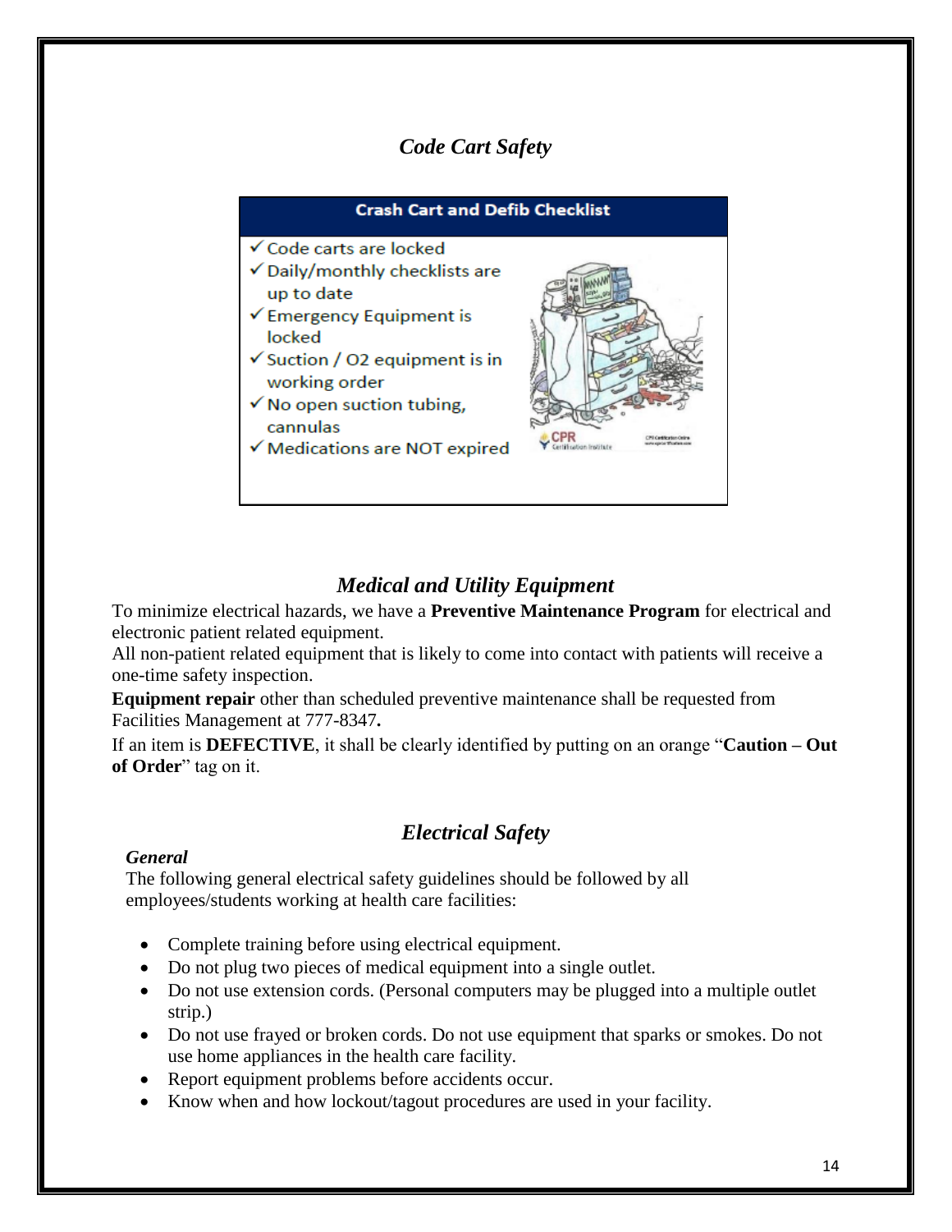## *Code Cart Safety*

**Crash Cart and Defib Checklist**

- ✓ Code carts are locked
- ✓ Daily/monthly checklists are up to date
- ✓ Emergency Equipment is locked
- ✓ Suction / O2 equipment is in working order
- ✓ No open suction tubing, cannulas
- ✓ Medications are NOT expired

## *Medical and Utility Equipment*

To minimize electrical hazards, we have a **Preventive Maintenance Program** for electrical and electronic patient related equipment.

All non-patient related equipment that is likely to come into contact with patients will receive a one-time safety inspection.

**Equipment repair** other than scheduled preventive maintenance shall be requested from Facilities Management at 777-8347**.**

If an item is **DEFECTIVE**, it shall be clearly identified by putting on an orange "**Caution – Out of Order**" tag on it.

## *Electrical Safety*

### *General*

The following general electrical safety guidelines should be followed by all employees/students working at health care facilities:

- Complete training before using electrical equipment.
- Do not plug two pieces of medical equipment into a single outlet.
- Do not use extension cords. (Personal computers may be plugged into a multiple outlet strip.)
- Do not use frayed or broken cords. Do not use equipment that sparks or smokes. Do not use home appliances in the health care facility.
- Report equipment problems before accidents occur.
- Know when and how lockout/tagout procedures are used in your facility.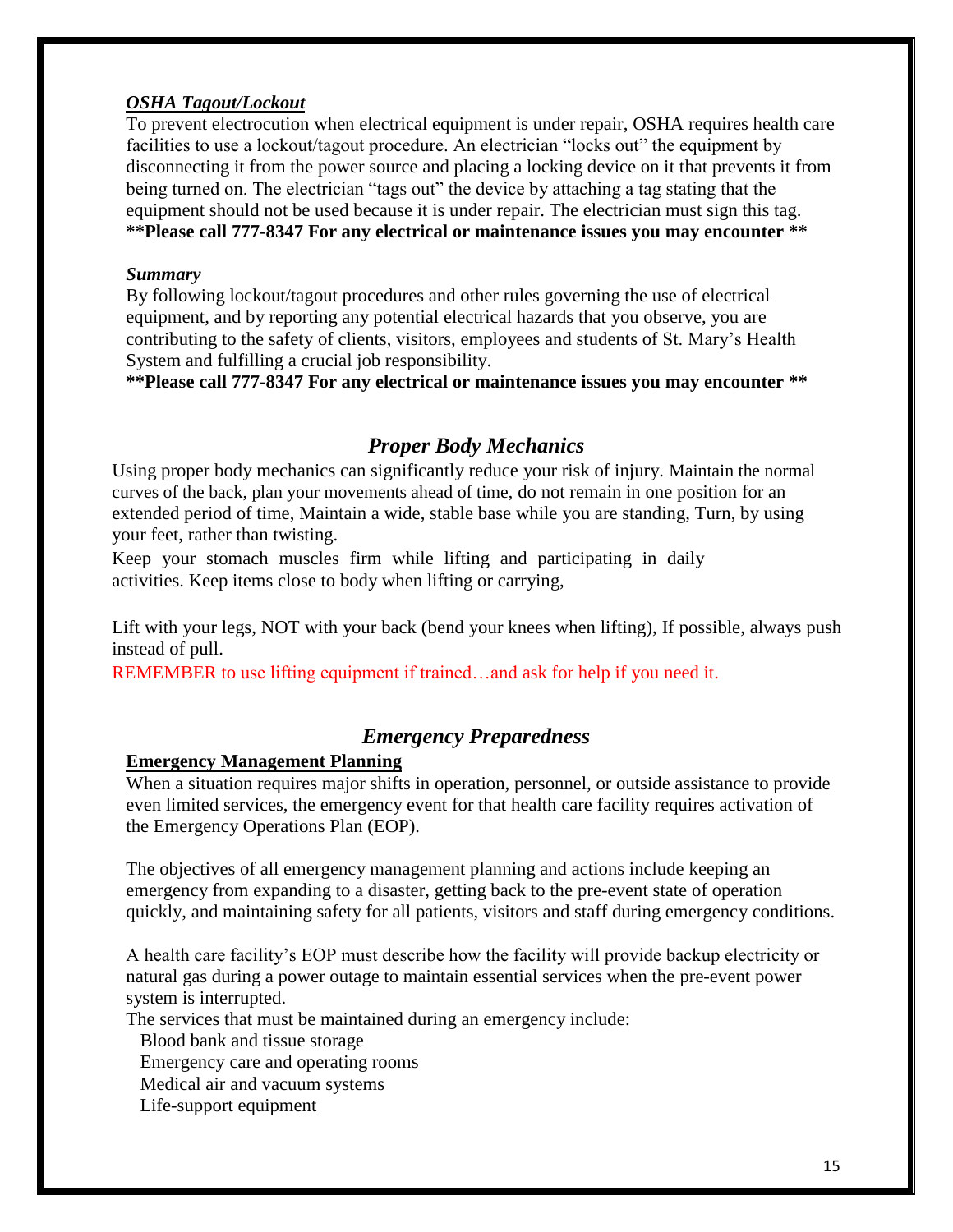***OSHA Tagout/Lockout***

To prevent electrocution when electrical equipment is under repair, OSHA requires health care facilities to use a lockout/tagout procedure. An electrician "locks out" the equipment by disconnecting it from the power source and placing a locking device on it that prevents it from being turned on. The electrician "tags out" the device by attaching a tag stating that the equipment should not be used because it is under repair. The electrician must sign this tag.

**\*\*Please call 777-8347 For any electrical or maintenance issues you may encounter \*\***

***Summary***

By following lockout/tagout procedures and other rules governing the use of electrical equipment, and by reporting any potential electrical hazards that you observe, you are contributing to the safety of clients, visitors, employees and students of St. Mary's Health System and fulfilling a crucial job responsibility.

**\*\*Please call 777-8347 For any electrical or maintenance issues you may encounter \*\***

## *Proper Body Mechanics*

Using proper body mechanics can significantly reduce your risk of injury. Maintain the normal curves of the back, plan your movements ahead of time, do not remain in one position for an extended period of time, Maintain a wide, stable base while you are standing, Turn, by using your feet, rather than twisting.

Keep your stomach muscles firm while lifting and participating in daily activities. Keep items close to body when lifting or carrying,

Lift with your legs, NOT with your back (bend your knees when lifting), If possible, always push instead of pull.

REMEMBER to use lifting equipment if trained…and ask for help if you need it.

## *Emergency Preparedness*

**Emergency Management Planning**

When a situation requires major shifts in operation, personnel, or outside assistance to provide even limited services, the emergency event for that health care facility requires activation of the Emergency Operations Plan (EOP).

The objectives of all emergency management planning and actions include keeping an emergency from expanding to a disaster, getting back to the pre-event state of operation quickly, and maintaining safety for all patients, visitors and staff during emergency conditions.

A health care facility's EOP must describe how the facility will provide backup electricity or natural gas during a power outage to maintain essential services when the pre-event power system is interrupted.

The services that must be maintained during an emergency include:

- Blood bank and tissue storage
- Emergency care and operating rooms
- Medical air and vacuum systems
- Life-support equipment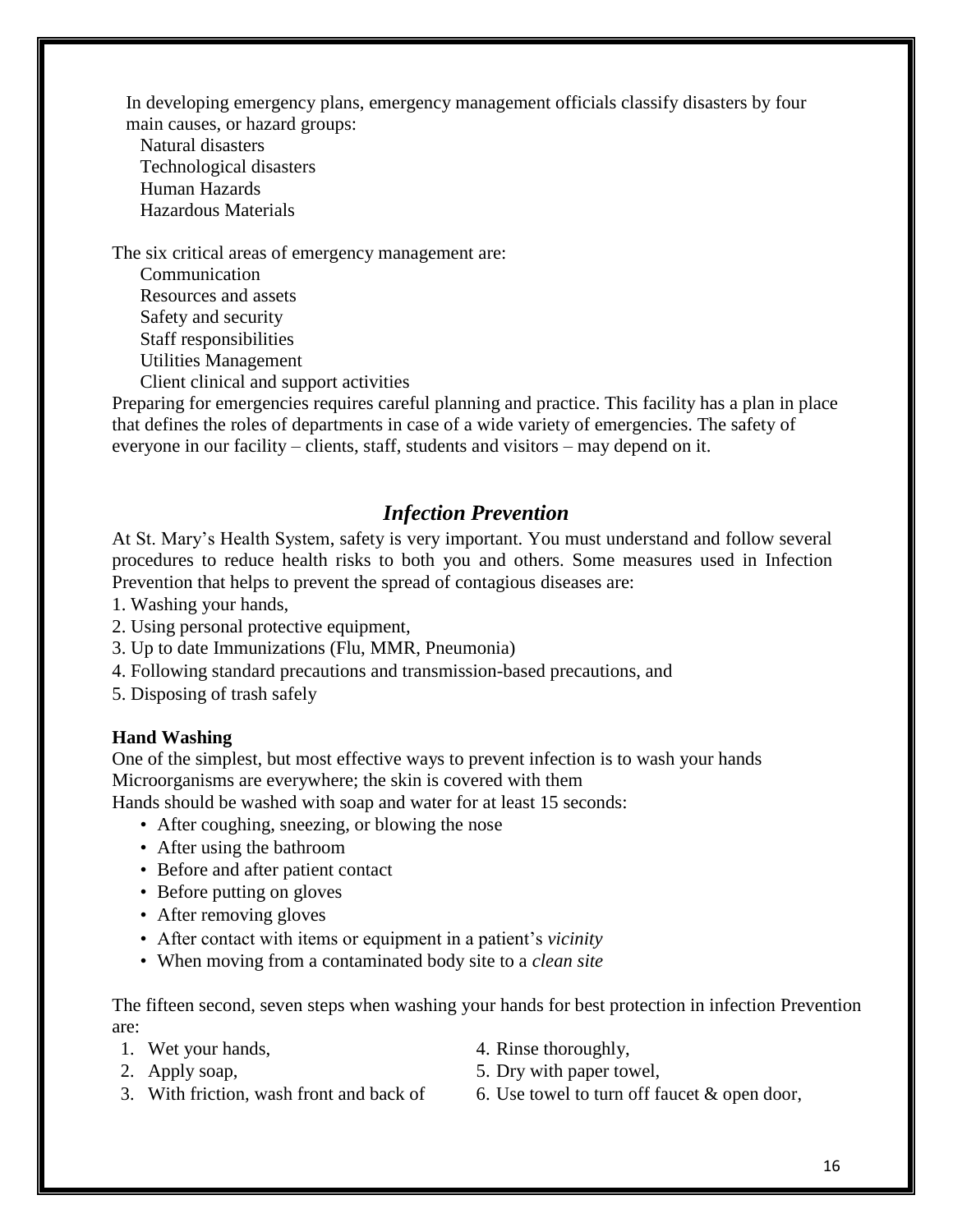In developing emergency plans, emergency management officials classify disasters by four main causes, or hazard groups:

- Natural disasters
- Technological disasters
- Human Hazards
- Hazardous Materials

The six critical areas of emergency management are:

- Communication
- Resources and assets
- Safety and security
- Staff responsibilities
- Utilities Management
- Client clinical and support activities

Preparing for emergencies requires careful planning and practice. This facility has a plan in place that defines the roles of departments in case of a wide variety of emergencies. The safety of everyone in our facility – clients, staff, students and visitors – may depend on it.

## *Infection Prevention*

At St. Mary's Health System, safety is very important. You must understand and follow several procedures to reduce health risks to both you and others. Some measures used in Infection Prevention that helps to prevent the spread of contagious diseases are:

1. Washing your hands,
2. Using personal protective equipment,
3. Up to date Immunizations (Flu, MMR, Pneumonia)
4. Following standard precautions and transmission-based precautions, and
5. Disposing of trash safely

**Hand Washing**

One of the simplest, but most effective ways to prevent infection is to wash your hands
Microorganisms are everywhere; the skin is covered with them
Hands should be washed with soap and water for at least 15 seconds:

- After coughing, sneezing, or blowing the nose
- After using the bathroom
- Before and after patient contact
- Before putting on gloves
- After removing gloves
- After contact with items or equipment in a patient's *vicinity*
- When moving from a contaminated body site to a *clean site*

The fifteen second, seven steps when washing your hands for best protection in infection Prevention are:

1. Wet your hands,
2. Apply soap,
3. With friction, wash front and back of
4. Rinse thoroughly,
5. Dry with paper towel,
6. Use towel to turn off faucet & open door,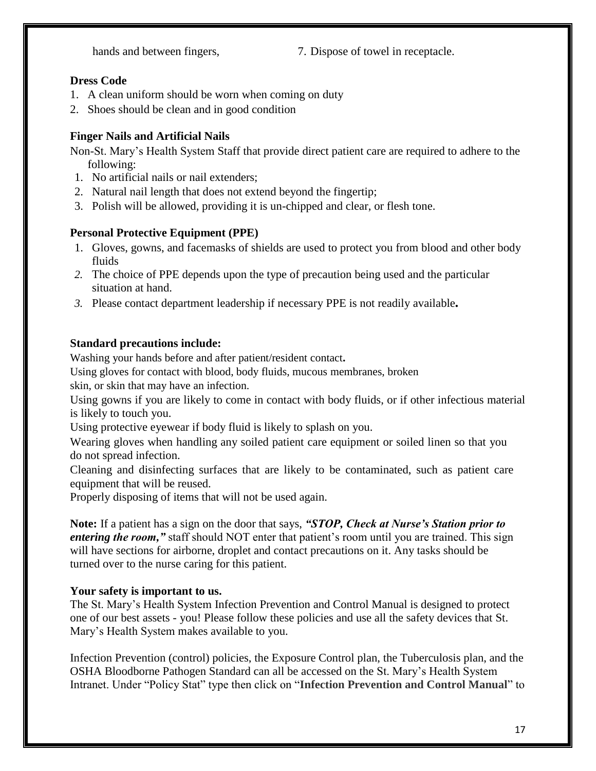hands and between fingers, 7. Dispose of towel in receptacle.

**Dress Code**

1. A clean uniform should be worn when coming on duty
2. Shoes should be clean and in good condition

**Finger Nails and Artificial Nails**

Non-St. Mary's Health System Staff that provide direct patient care are required to adhere to the following:

1. No artificial nails or nail extenders;
2. Natural nail length that does not extend beyond the fingertip;
3. Polish will be allowed, providing it is un-chipped and clear, or flesh tone.

**Personal Protective Equipment (PPE)**

1. Gloves, gowns, and facemasks of shields are used to protect you from blood and other body fluids
2. The choice of PPE depends upon the type of precaution being used and the particular situation at hand.
3. Please contact department leadership if necessary PPE is not readily available**.**

**Standard precautions include:**

Washing your hands before and after patient/resident contact**.**

Using gloves for contact with blood, body fluids, mucous membranes, broken skin, or skin that may have an infection.

Using gowns if you are likely to come in contact with body fluids, or if other infectious material is likely to touch you.

Using protective eyewear if body fluid is likely to splash on you.

Wearing gloves when handling any soiled patient care equipment or soiled linen so that you do not spread infection.

Cleaning and disinfecting surfaces that are likely to be contaminated, such as patient care equipment that will be reused.

Properly disposing of items that will not be used again.

**Note:** If a patient has a sign on the door that says, ***"STOP, Check at Nurse's Station prior to entering the room,"*** staff should NOT enter that patient's room until you are trained. This sign will have sections for airborne, droplet and contact precautions on it. Any tasks should be turned over to the nurse caring for this patient.

**Your safety is important to us.**

The St. Mary's Health System Infection Prevention and Control Manual is designed to protect one of our best assets - you! Please follow these policies and use all the safety devices that St. Mary's Health System makes available to you.

Infection Prevention (control) policies, the Exposure Control plan, the Tuberculosis plan, and the OSHA Bloodborne Pathogen Standard can all be accessed on the St. Mary's Health System Intranet. Under "Policy Stat" type then click on "**Infection Prevention and Control Manual**" to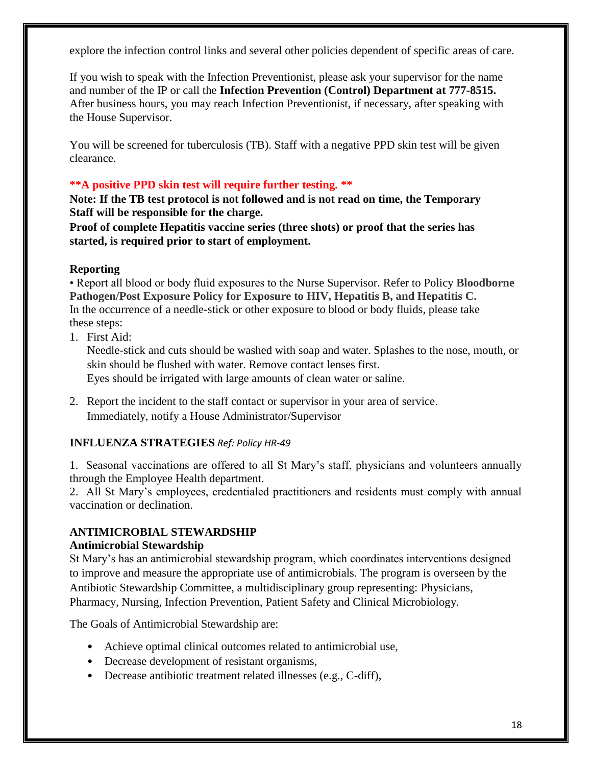explore the infection control links and several other policies dependent of specific areas of care.

If you wish to speak with the Infection Preventionist, please ask your supervisor for the name and number of the IP or call the **Infection Prevention (Control) Department at 777-8515.** After business hours, you may reach Infection Preventionist, if necessary, after speaking with the House Supervisor.

You will be screened for tuberculosis (TB). Staff with a negative PPD skin test will be given clearance.

****A positive PPD skin test will require further testing. ****

**Note: If the TB test protocol is not followed and is not read on time, the Temporary Staff will be responsible for the charge.**

**Proof of complete Hepatitis vaccine series (three shots) or proof that the series has started, is required prior to start of employment.**

**Reporting**

• Report all blood or body fluid exposures to the Nurse Supervisor. Refer to Policy **Bloodborne Pathogen/Post Exposure Policy for Exposure to HIV, Hepatitis B, and Hepatitis C.**
In the occurrence of a needle-stick or other exposure to blood or body fluids, please take these steps:

1. First Aid:
   Needle-stick and cuts should be washed with soap and water. Splashes to the nose, mouth, or skin should be flushed with water. Remove contact lenses first.
   Eyes should be irrigated with large amounts of clean water or saline.

2. Report the incident to the staff contact or supervisor in your area of service.
   Immediately, notify a House Administrator/Supervisor

## INFLUENZA STRATEGIES *Ref: Policy HR-49*

1. Seasonal vaccinations are offered to all St Mary's staff, physicians and volunteers annually through the Employee Health department.
2. All St Mary's employees, credentialed practitioners and residents must comply with annual vaccination or declination.

## ANTIMICROBIAL STEWARDSHIP

### Antimicrobial Stewardship

St Mary's has an antimicrobial stewardship program, which coordinates interventions designed to improve and measure the appropriate use of antimicrobials. The program is overseen by the Antibiotic Stewardship Committee, a multidisciplinary group representing: Physicians, Pharmacy, Nursing, Infection Prevention, Patient Safety and Clinical Microbiology.

The Goals of Antimicrobial Stewardship are:

- Achieve optimal clinical outcomes related to antimicrobial use,
- Decrease development of resistant organisms,
- Decrease antibiotic treatment related illnesses (e.g., C-diff),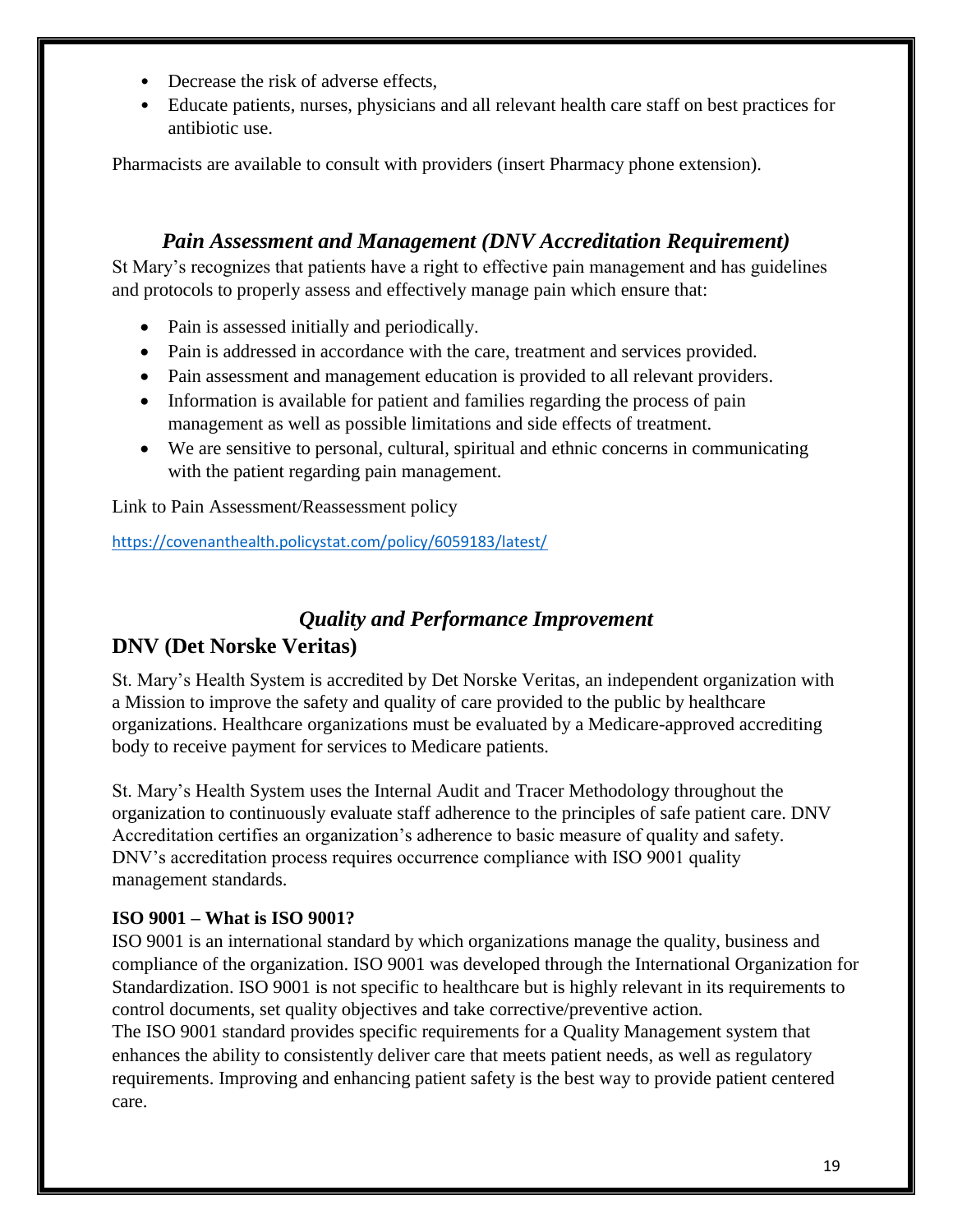- Decrease the risk of adverse effects,
- Educate patients, nurses, physicians and all relevant health care staff on best practices for antibiotic use.

Pharmacists are available to consult with providers (insert Pharmacy phone extension).

## *Pain Assessment and Management (DNV Accreditation Requirement)*

St Mary's recognizes that patients have a right to effective pain management and has guidelines and protocols to properly assess and effectively manage pain which ensure that:

- Pain is assessed initially and periodically.
- Pain is addressed in accordance with the care, treatment and services provided.
- Pain assessment and management education is provided to all relevant providers.
- Information is available for patient and families regarding the process of pain management as well as possible limitations and side effects of treatment.
- We are sensitive to personal, cultural, spiritual and ethnic concerns in communicating with the patient regarding pain management.

Link to Pain Assessment/Reassessment policy

https://covenanthealth.policystat.com/policy/6059183/latest/

## *Quality and Performance Improvement*

## DNV (Det Norske Veritas)

St. Mary's Health System is accredited by Det Norske Veritas, an independent organization with a Mission to improve the safety and quality of care provided to the public by healthcare organizations. Healthcare organizations must be evaluated by a Medicare-approved accrediting body to receive payment for services to Medicare patients.

St. Mary's Health System uses the Internal Audit and Tracer Methodology throughout the organization to continuously evaluate staff adherence to the principles of safe patient care. DNV Accreditation certifies an organization's adherence to basic measure of quality and safety. DNV's accreditation process requires occurrence compliance with ISO 9001 quality management standards.

**ISO 9001 – What is ISO 9001?**

ISO 9001 is an international standard by which organizations manage the quality, business and compliance of the organization. ISO 9001 was developed through the International Organization for Standardization. ISO 9001 is not specific to healthcare but is highly relevant in its requirements to control documents, set quality objectives and take corrective/preventive action.
The ISO 9001 standard provides specific requirements for a Quality Management system that enhances the ability to consistently deliver care that meets patient needs, as well as regulatory requirements. Improving and enhancing patient safety is the best way to provide patient centered care.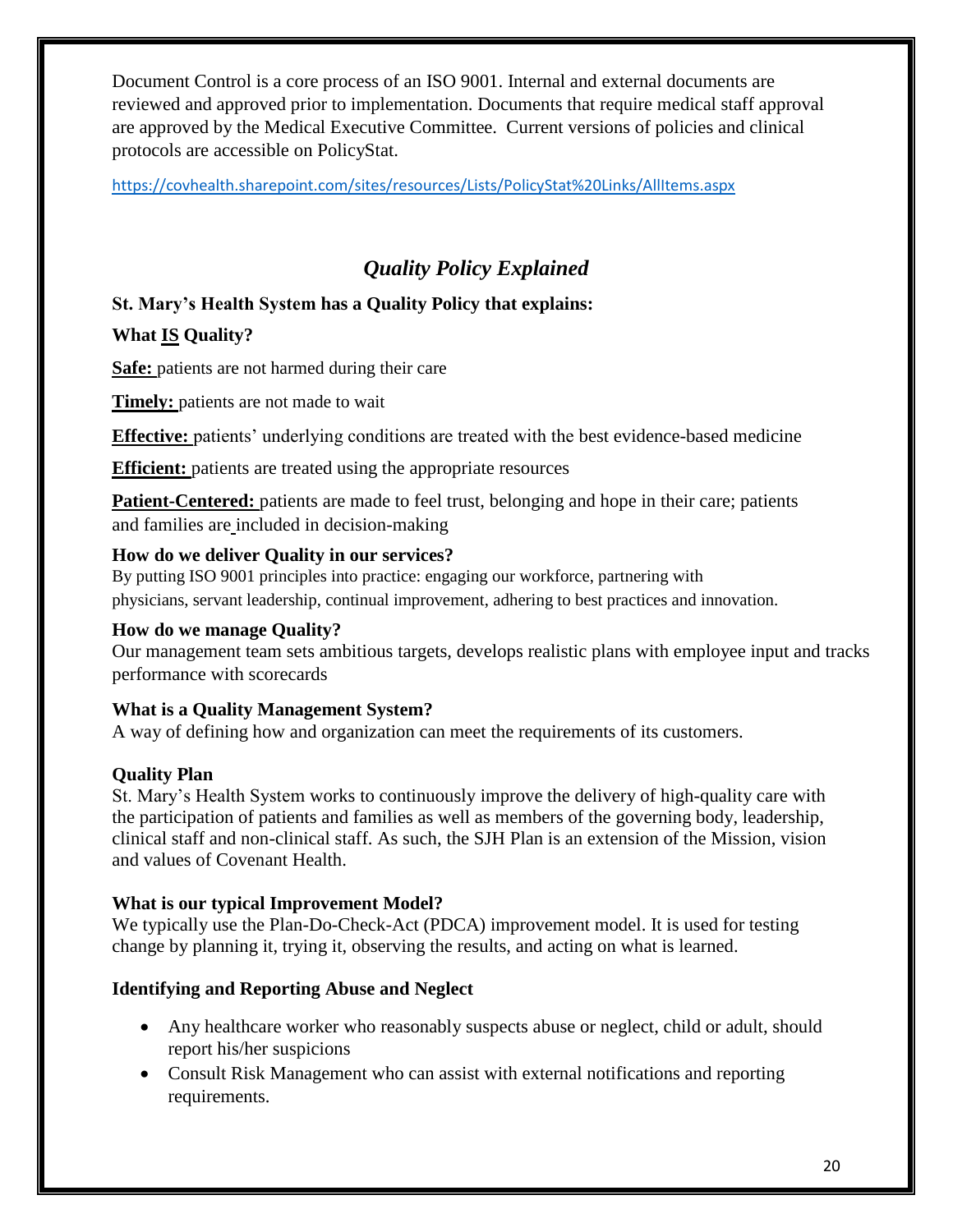Document Control is a core process of an ISO 9001. Internal and external documents are reviewed and approved prior to implementation. Documents that require medical staff approval are approved by the Medical Executive Committee. Current versions of policies and clinical protocols are accessible on PolicyStat.

https://covhealth.sharepoint.com/sites/resources/Lists/PolicyStat%20Links/AllItems.aspx

## *Quality Policy Explained*

**St. Mary's Health System has a Quality Policy that explains:**

**What IS Quality?**

**Safe:** patients are not harmed during their care

**Timely:** patients are not made to wait

**Effective:** patients' underlying conditions are treated with the best evidence-based medicine

**Efficient:** patients are treated using the appropriate resources

**Patient-Centered:** patients are made to feel trust, belonging and hope in their care; patients and families are included in decision-making

**How do we deliver Quality in our services?**
By putting ISO 9001 principles into practice: engaging our workforce, partnering with physicians, servant leadership, continual improvement, adhering to best practices and innovation.

**How do we manage Quality?**
Our management team sets ambitious targets, develops realistic plans with employee input and tracks performance with scorecards

**What is a Quality Management System?**
A way of defining how and organization can meet the requirements of its customers.

**Quality Plan**
St. Mary's Health System works to continuously improve the delivery of high-quality care with the participation of patients and families as well as members of the governing body, leadership, clinical staff and non-clinical staff. As such, the SJH Plan is an extension of the Mission, vision and values of Covenant Health.

**What is our typical Improvement Model?**
We typically use the Plan-Do-Check-Act (PDCA) improvement model. It is used for testing change by planning it, trying it, observing the results, and acting on what is learned.

**Identifying and Reporting Abuse and Neglect**

- Any healthcare worker who reasonably suspects abuse or neglect, child or adult, should report his/her suspicions
- Consult Risk Management who can assist with external notifications and reporting requirements.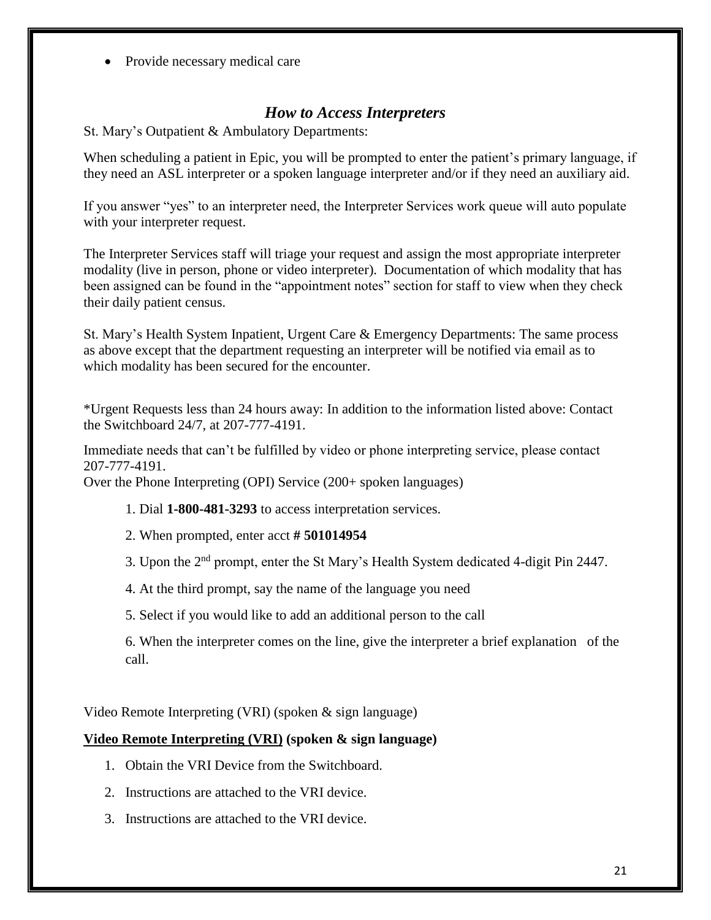- Provide necessary medical care

## *How to Access Interpreters*

St. Mary's Outpatient & Ambulatory Departments:

When scheduling a patient in Epic, you will be prompted to enter the patient's primary language, if they need an ASL interpreter or a spoken language interpreter and/or if they need an auxiliary aid.

If you answer "yes" to an interpreter need, the Interpreter Services work queue will auto populate with your interpreter request.

The Interpreter Services staff will triage your request and assign the most appropriate interpreter modality (live in person, phone or video interpreter). Documentation of which modality that has been assigned can be found in the "appointment notes" section for staff to view when they check their daily patient census.

St. Mary's Health System Inpatient, Urgent Care & Emergency Departments: The same process as above except that the department requesting an interpreter will be notified via email as to which modality has been secured for the encounter.

*Urgent Requests less than 24 hours away: In addition to the information listed above: Contact the Switchboard 24/7, at 207-777-4191.

Immediate needs that can't be fulfilled by video or phone interpreting service, please contact 207-777-4191.

Over the Phone Interpreting (OPI) Service (200+ spoken languages)

1. Dial **1-800-481-3293** to access interpretation services.
2. When prompted, enter acct **# 501014954**
3. Upon the 2nd prompt, enter the St Mary's Health System dedicated 4-digit Pin 2447.
4. At the third prompt, say the name of the language you need
5. Select if you would like to add an additional person to the call
6. When the interpreter comes on the line, give the interpreter a brief explanation of the call.

Video Remote Interpreting (VRI) (spoken & sign language)

**<u>Video Remote Interpreting (VRI)</u> (spoken & sign language)**

1. Obtain the VRI Device from the Switchboard.
2. Instructions are attached to the VRI device.
3. Instructions are attached to the VRI device.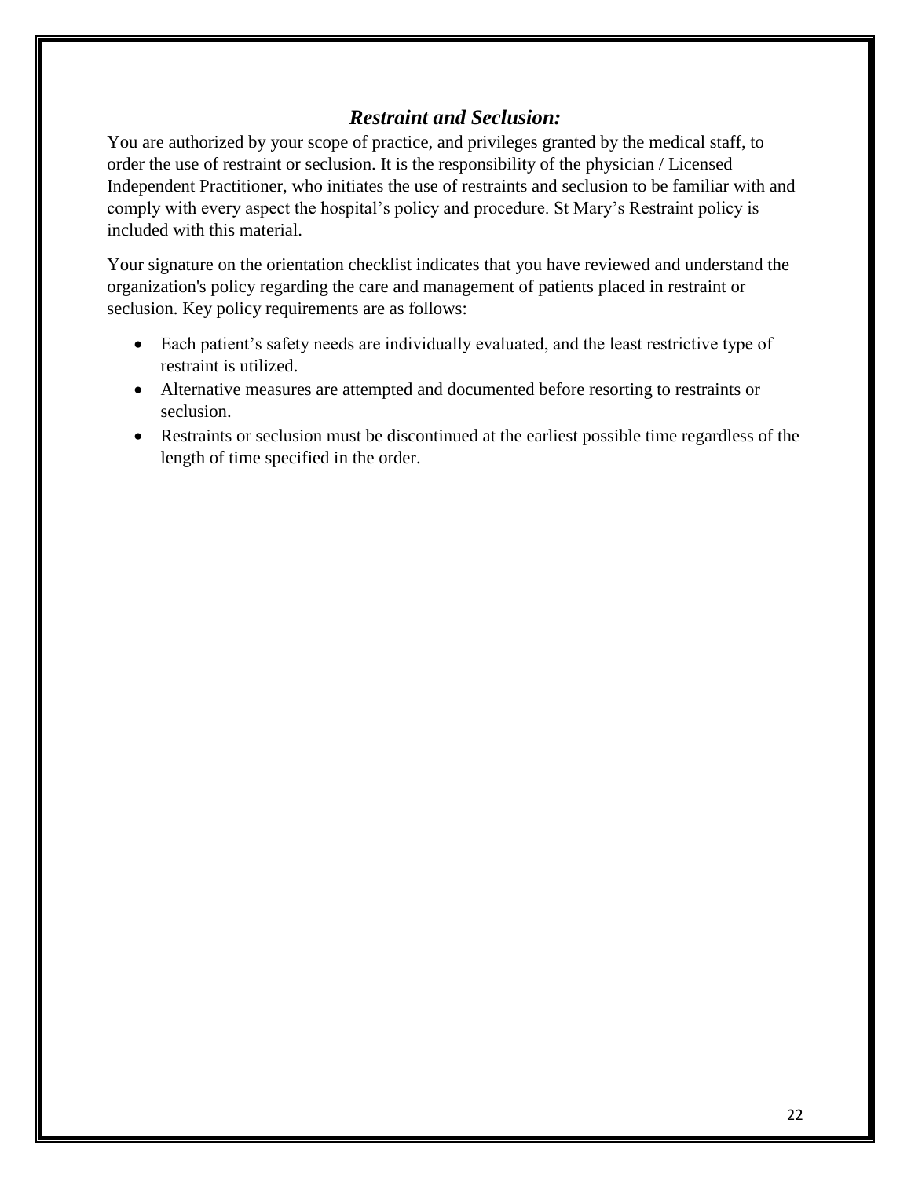## *Restraint and Seclusion:*

You are authorized by your scope of practice, and privileges granted by the medical staff, to order the use of restraint or seclusion. It is the responsibility of the physician / Licensed Independent Practitioner, who initiates the use of restraints and seclusion to be familiar with and comply with every aspect the hospital's policy and procedure. St Mary's Restraint policy is included with this material.

Your signature on the orientation checklist indicates that you have reviewed and understand the organization's policy regarding the care and management of patients placed in restraint or seclusion. Key policy requirements are as follows:

- Each patient's safety needs are individually evaluated, and the least restrictive type of restraint is utilized.
- Alternative measures are attempted and documented before resorting to restraints or seclusion.
- Restraints or seclusion must be discontinued at the earliest possible time regardless of the length of time specified in the order.